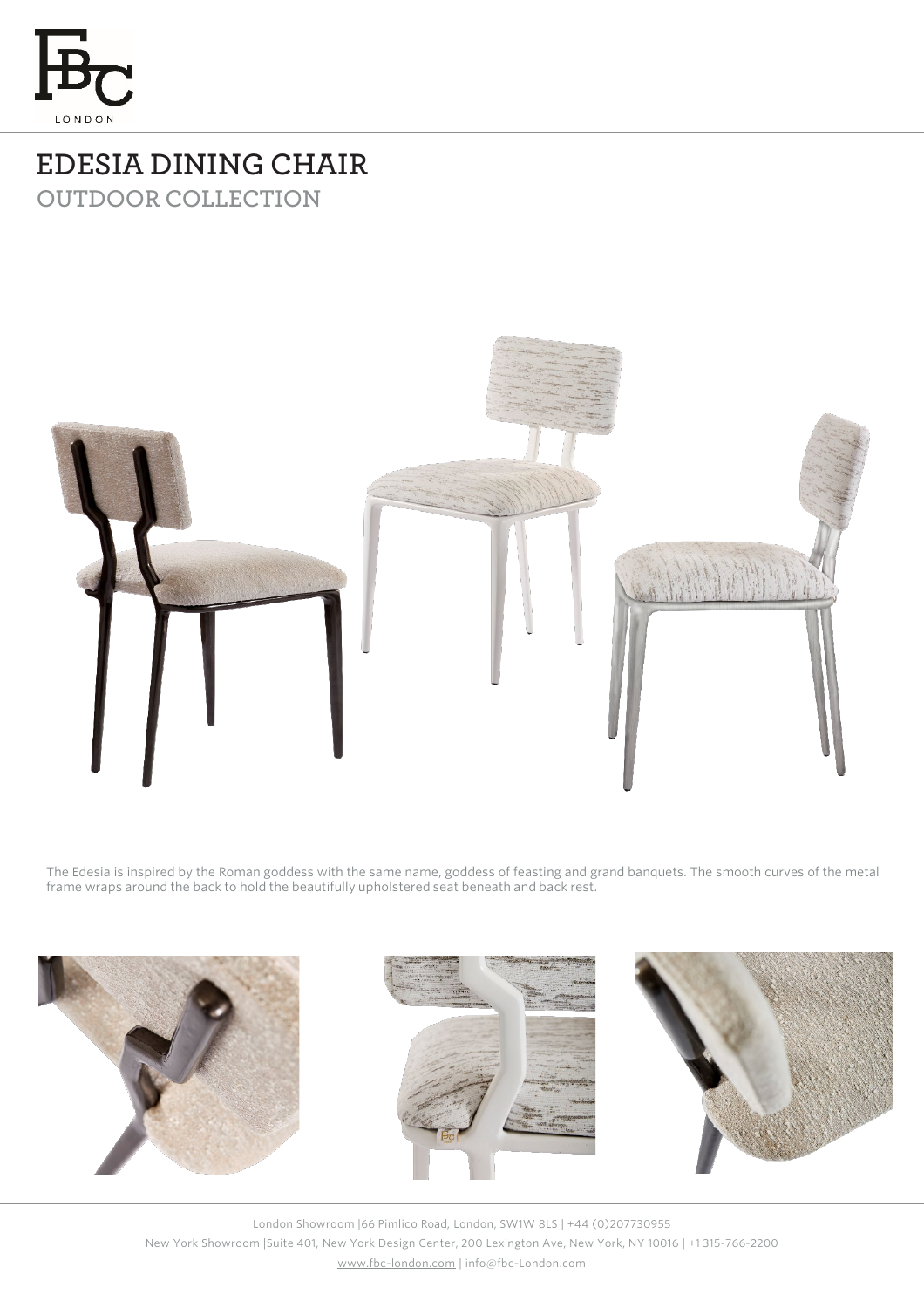FBC LONDON

# EDESIA DINING CHAIR

## OUTDOOR COLLECTION

The Edesia is inspired by the Roman goddess with the same name, goddess of feasting and grand banquets. The smooth curves of the metal frame wraps around the back to hold the beautifully upholstered seat beneath and back rest.

London Showroom |66 Pimlico Road, London, SW1W 8LS | +44 (0)207730955
New York Showroom |Suite 401, New York Design Center, 200 Lexington Ave, New York, NY 10016 | +1 315-766-2200
www.fbc-london.com | info@fbc-London.com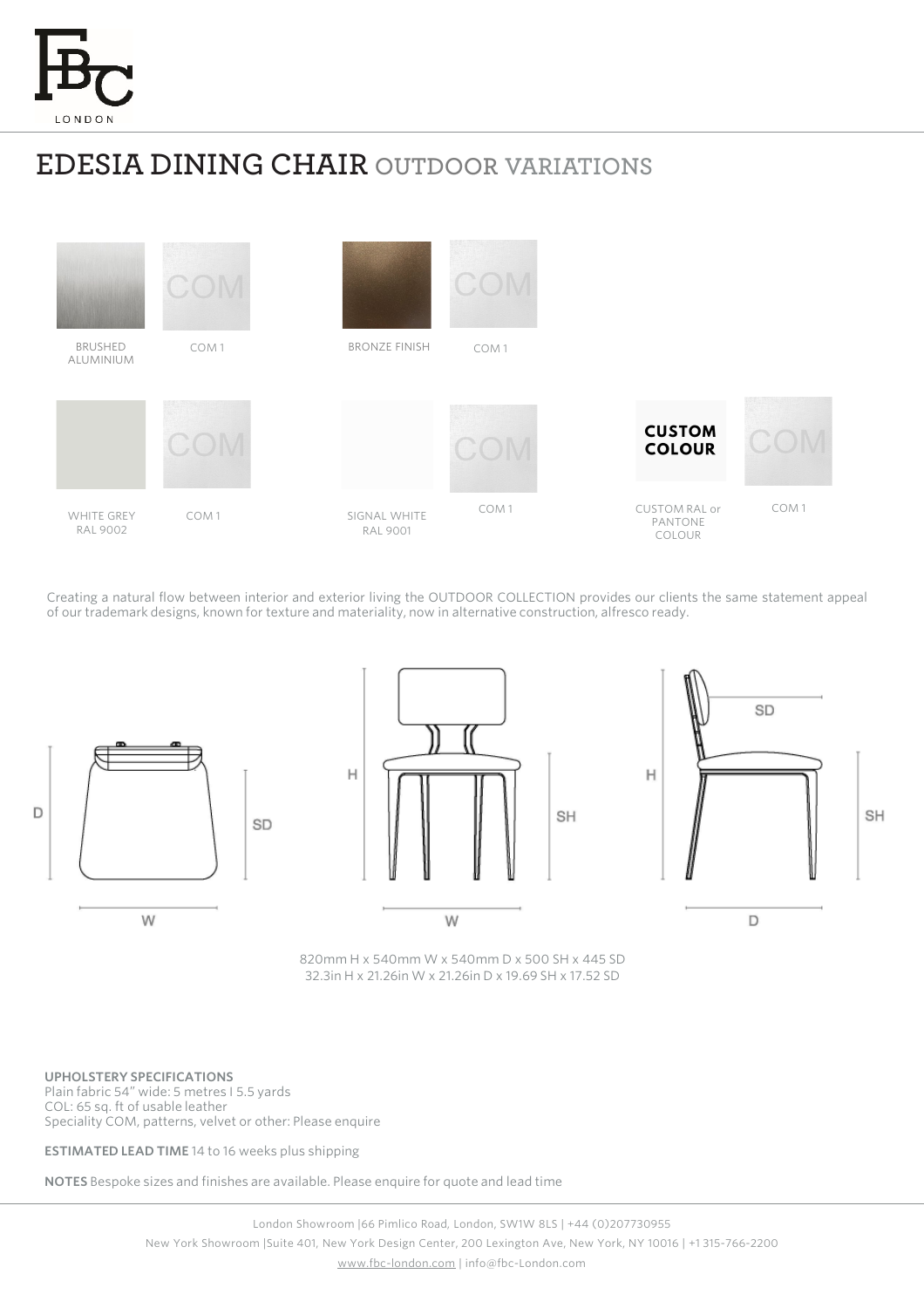# EDESIA DINING CHAIR OUTDOOR VARIATIONS

BRUSHED ALUMINIUM

COM 1

BRONZE FINISH

COM 1

WHITE GREY RAL 9002

COM 1

SIGNAL WHITE RAL 9001

COM 1

**CUSTOM COLOUR**

CUSTOM RAL or PANTONE COLOUR

COM 1

Creating a natural flow between interior and exterior living the OUTDOOR COLLECTION provides our clients the same statement appeal of our trademark designs, known for texture and materiality, now in alternative construction, alfresco ready.

D

SD

W

H

SH

W

H

SD

SH

D

820mm H x 540mm W x 540mm D x 500 SH x 445 SD
32.3in H x 21.26in W x 21.26in D x 19.69 SH x 17.52 SD

**UPHOLSTERY SPECIFICATIONS**
Plain fabric 54" wide: 5 metres I 5.5 yards
COL: 65 sq. ft of usable leather
Speciality COM, patterns, velvet or other: Please enquire

**ESTIMATED LEAD TIME** 14 to 16 weeks plus shipping

**NOTES** Bespoke sizes and finishes are available. Please enquire for quote and lead time

London Showroom |66 Pimlico Road, London, SW1W 8LS | +44 (0)207730955
New York Showroom |Suite 401, New York Design Center, 200 Lexington Ave, New York, NY 10016 | +1 315-766-2200
www.fbc-london.com | info@fbc-London.com